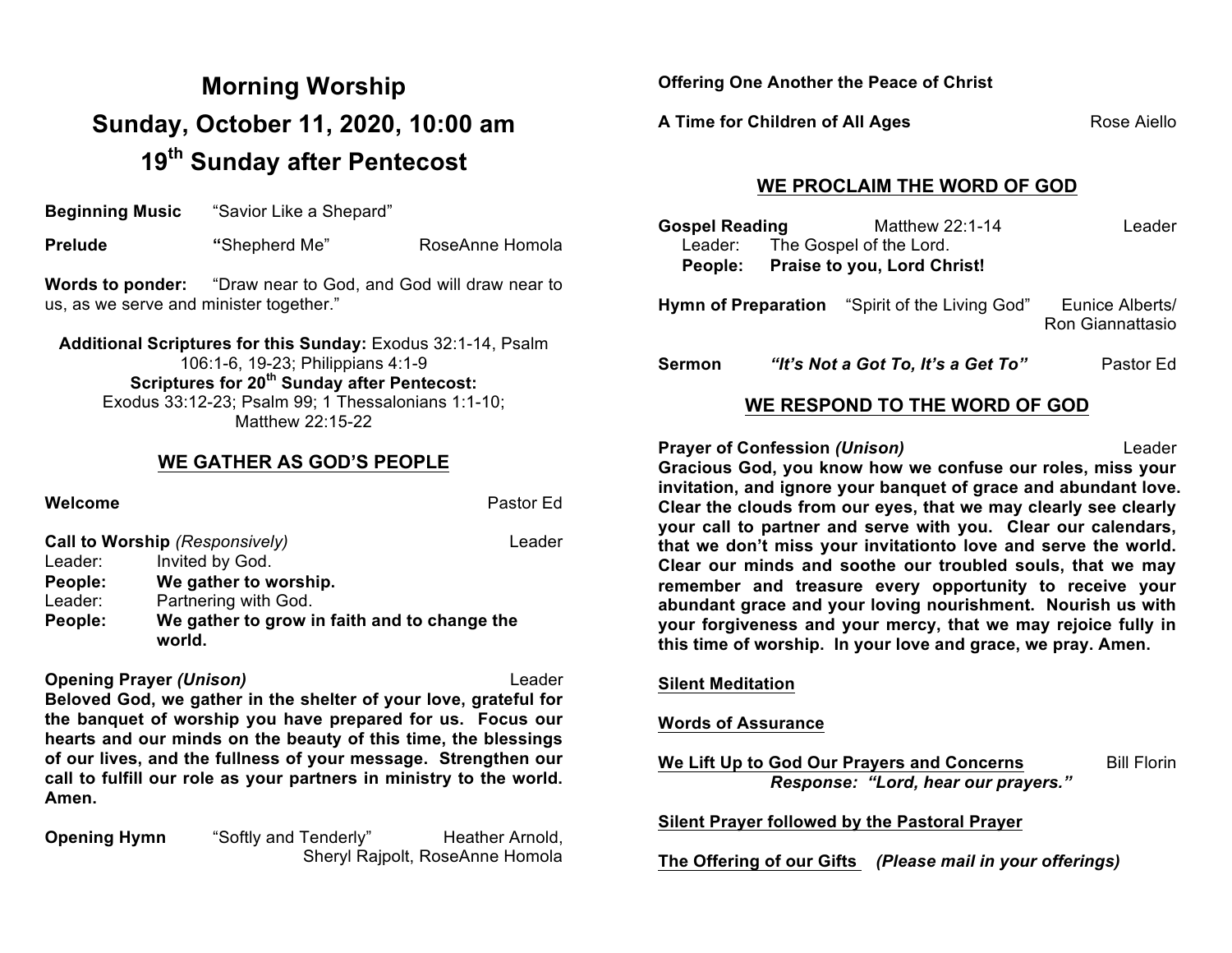# Morning Worship
# Sunday, October 11, 2020, 10:00 am
# 19th Sunday after Pentecost

**Beginning Music** “Savior Like a Shepard”

**Prelude** **“**Shepherd Me” RoseAnne Homola

**Words to ponder:** “Draw near to God, and God will draw near to us, as we serve and minister together.”

**Additional Scriptures for this Sunday:** Exodus 32:1-14, Psalm 106:1-6, 19-23; Philippians 4:1-9
**Scriptures for 20th Sunday after Pentecost:**
Exodus 33:12-23; Psalm 99; 1 Thessalonians 1:1-10; Matthew 22:15-22

## WE GATHER AS GOD’S PEOPLE

**Welcome** Pastor Ed

**Call to Worship** *(Responsively)* Leader

Leader: Invited by God.
**People: We gather to worship.**
Leader: Partnering with God.
**People: We gather to grow in faith and to change the world.**

**Opening Prayer** ***(Unison)*** Leader

**Beloved God, we gather in the shelter of your love, grateful for the banquet of worship you have prepared for us. Focus our hearts and our minds on the beauty of this time, the blessings of our lives, and the fullness of your message. Strengthen our call to fulfill our role as your partners in ministry to the world. Amen.**

**Opening Hymn** “Softly and Tenderly” Heather Arnold, Sheryl Rajpolt, RoseAnne Homola

**Offering One Another the Peace of Christ**

**A Time for Children of All Ages** Rose Aiello

## WE PROCLAIM THE WORD OF GOD

**Gospel Reading** Matthew 22:1-14 Leader

Leader: The Gospel of the Lord.
**People: Praise to you, Lord Christ!**

**Hymn of Preparation** “Spirit of the Living God” Eunice Alberts/ Ron Giannattasio

**Sermon** ***“It’s Not a Got To, It’s a Get To”*** Pastor Ed

## WE RESPOND TO THE WORD OF GOD

**Prayer of Confession** ***(Unison)*** Leader

**Gracious God, you know how we confuse our roles, miss your invitation, and ignore your banquet of grace and abundant love. Clear the clouds from our eyes, that we may clearly see clearly your call to partner and serve with you. Clear our calendars, that we don’t miss your invitationto love and serve the world. Clear our minds and soothe our troubled souls, that we may remember and treasure every opportunity to receive your abundant grace and your loving nourishment. Nourish us with your forgiveness and your mercy, that we may rejoice fully in this time of worship. In your love and grace, we pray. Amen.**

**Silent Meditation**

**Words of Assurance**

**We Lift Up to God Our Prayers and Concerns** Bill Florin
***Response: “Lord, hear our prayers.”***

**Silent Prayer followed by the Pastoral Prayer**

**The Offering of our Gifts** ***(Please mail in your offerings)***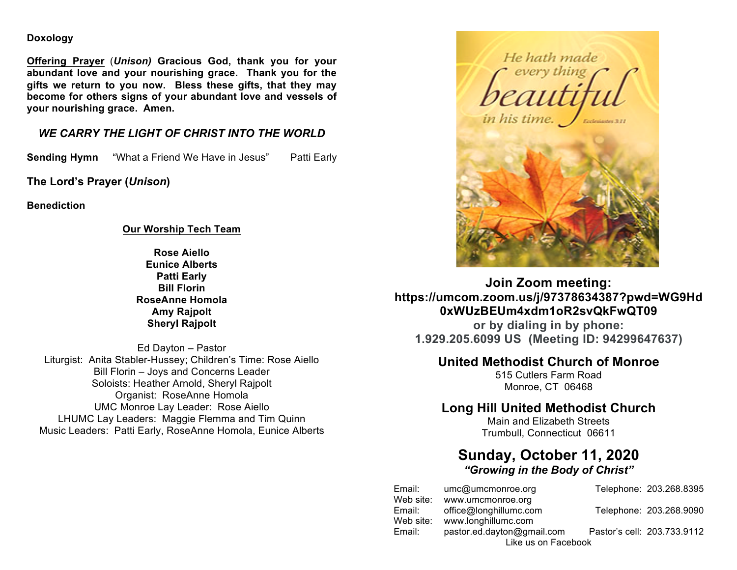**Doxology**

**Offering Prayer** (***Unison)*** **Gracious God, thank you for your abundant love and your nourishing grace. Thank you for the gifts we return to you now. Bless these gifts, that they may become for others signs of your abundant love and vessels of your nourishing grace. Amen.**

### *WE CARRY THE LIGHT OF CHRIST INTO THE WORLD*

**Sending Hymn** "What a Friend We Have in Jesus" Patti Early

**The Lord's Prayer (*Unison*)**

**Benediction**

**Our Worship Tech Team**

**Rose Aiello**
**Eunice Alberts**
**Patti Early**
**Bill Florin**
**RoseAnne Homola**
**Amy Rajpolt**
**Sheryl Rajpolt**

Ed Dayton – Pastor
Liturgist: Anita Stabler-Hussey; Children's Time: Rose Aiello
Bill Florin – Joys and Concerns Leader
Soloists: Heather Arnold, Sheryl Rajpolt
Organist: RoseAnne Homola
UMC Monroe Lay Leader: Rose Aiello
LHUMC Lay Leaders: Maggie Flemma and Tim Quinn
Music Leaders: Patti Early, RoseAnne Homola, Eunice Alberts

**Join Zoom meeting:**
**https://umcom.zoom.us/j/97378634387?pwd=WG9Hd0xWUzBEUm4xdm1oR2svQkFwQT09**
**or by dialing in by phone:**
**1.929.205.6099 US (Meeting ID: 94299647637)**

## United Methodist Church of Monroe

515 Cutlers Farm Road
Monroe, CT 06468

## Long Hill United Methodist Church

Main and Elizabeth Streets
Trumbull, Connecticut 06611

# Sunday, October 11, 2020

***"Growing in the Body of Christ"***

| | | |
|---|---|---|
| Email: | umc@umcmonroe.org | Telephone: 203.268.8395 |
| Web site: | www.umcmonroe.org | |
| Email: | office@longhillumc.com | Telephone: 203.268.9090 |
| Web site: | www.longhillumc.com | |
| Email: | pastor.ed.dayton@gmail.com | Pastor's cell: 203.733.9112 |

Like us on Facebook